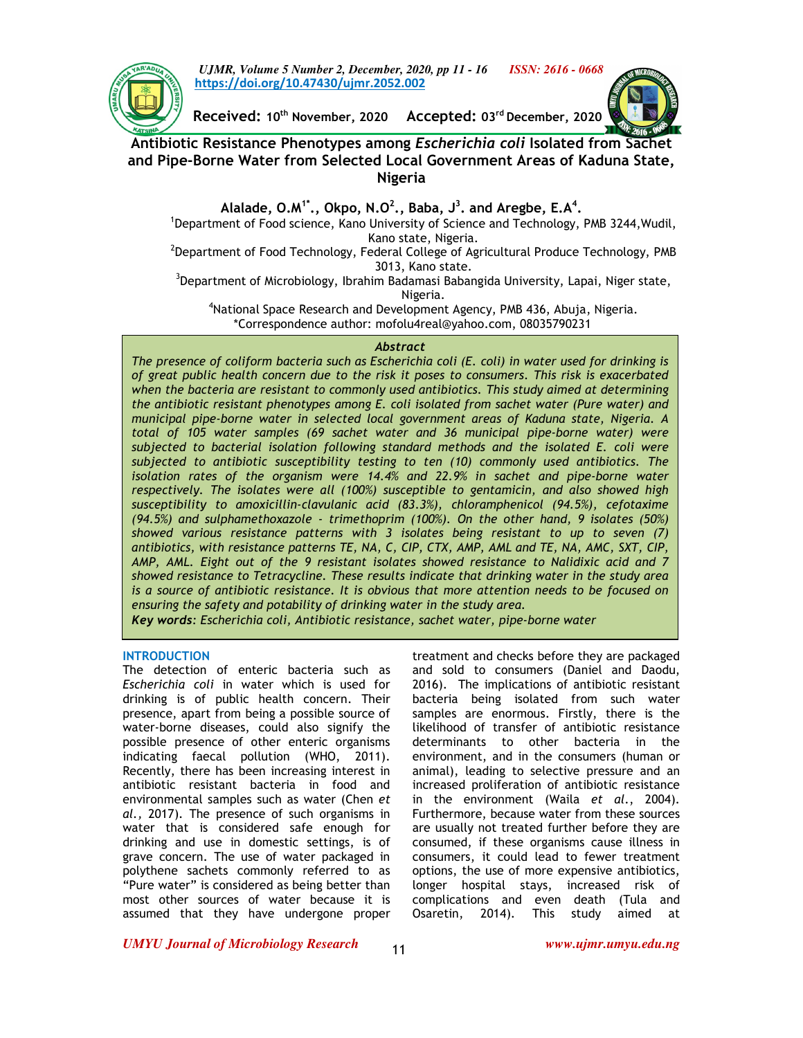Received: 10th November, 2020 Accepted: 03rd December, 2020

# Antibiotic Resistance Phenotypes among *Escherichia coli* Isolated from Sachet and Pipe-Borne Water from Selected Local Government Areas of Kaduna State, Nigeria

**Alalade, O.M[1*]., Okpo, N.O[2]., Baba, J[3]. and Aregbe, E.A[4].**

[1]Department of Food science, Kano University of Science and Technology, PMB 3244,Wudil, Kano state, Nigeria.

[2]Department of Food Technology, Federal College of Agricultural Produce Technology, PMB 3013, Kano state.

[3]Department of Microbiology, Ibrahim Badamasi Babangida University, Lapai, Niger state, Nigeria.

[4]National Space Research and Development Agency, PMB 436, Abuja, Nigeria.

*Correspondence author: mofolu4real@yahoo.com, 08035790231

## Abstract

*The presence of coliform bacteria such as Escherichia coli (E. coli) in water used for drinking is of great public health concern due to the risk it poses to consumers. This risk is exacerbated when the bacteria are resistant to commonly used antibiotics. This study aimed at determining the antibiotic resistant phenotypes among E. coli isolated from sachet water (Pure water) and municipal pipe-borne water in selected local government areas of Kaduna state, Nigeria. A total of 105 water samples (69 sachet water and 36 municipal pipe-borne water) were subjected to bacterial isolation following standard methods and the isolated E. coli were subjected to antibiotic susceptibility testing to ten (10) commonly used antibiotics. The isolation rates of the organism were 14.4% and 22.9% in sachet and pipe-borne water respectively. The isolates were all (100%) susceptible to gentamicin, and also showed high susceptibility to amoxicillin-clavulanic acid (83.3%), chloramphenicol (94.5%), cefotaxime (94.5%) and sulphamethoxazole - trimethoprim (100%). On the other hand, 9 isolates (50%) showed various resistance patterns with 3 isolates being resistant to up to seven (7) antibiotics, with resistance patterns TE, NA, C, CIP, CTX, AMP, AML and TE, NA, AMC, SXT, CIP, AMP, AML. Eight out of the 9 resistant isolates showed resistance to Nalidixic acid and 7 showed resistance to Tetracycline. These results indicate that drinking water in the study area is a source of antibiotic resistance. It is obvious that more attention needs to be focused on ensuring the safety and potability of drinking water in the study area.*

***Key words**: Escherichia coli, Antibiotic resistance, sachet water, pipe-borne water*

## INTRODUCTION

The detection of enteric bacteria such as *Escherichia coli* in water which is used for drinking is of public health concern. Their presence, apart from being a possible source of water-borne diseases, could also signify the possible presence of other enteric organisms indicating faecal pollution (WHO, 2011). Recently, there has been increasing interest in antibiotic resistant bacteria in food and environmental samples such as water (Chen *et al.,* 2017). The presence of such organisms in water that is considered safe enough for drinking and use in domestic settings, is of grave concern. The use of water packaged in polythene sachets commonly referred to as "Pure water" is considered as being better than most other sources of water because it is assumed that they have undergone proper treatment and checks before they are packaged and sold to consumers (Daniel and Daodu, 2016). The implications of antibiotic resistant bacteria being isolated from such water samples are enormous. Firstly, there is the likelihood of transfer of antibiotic resistance determinants to other bacteria in the environment, and in the consumers (human or animal), leading to selective pressure and an increased proliferation of antibiotic resistance in the environment (Waila *et al*., 2004). Furthermore, because water from these sources are usually not treated further before they are consumed, if these organisms cause illness in consumers, it could lead to fewer treatment options, the use of more expensive antibiotics, longer hospital stays, increased risk of complications and even death (Tula and Osaretin, 2014). This study aimed at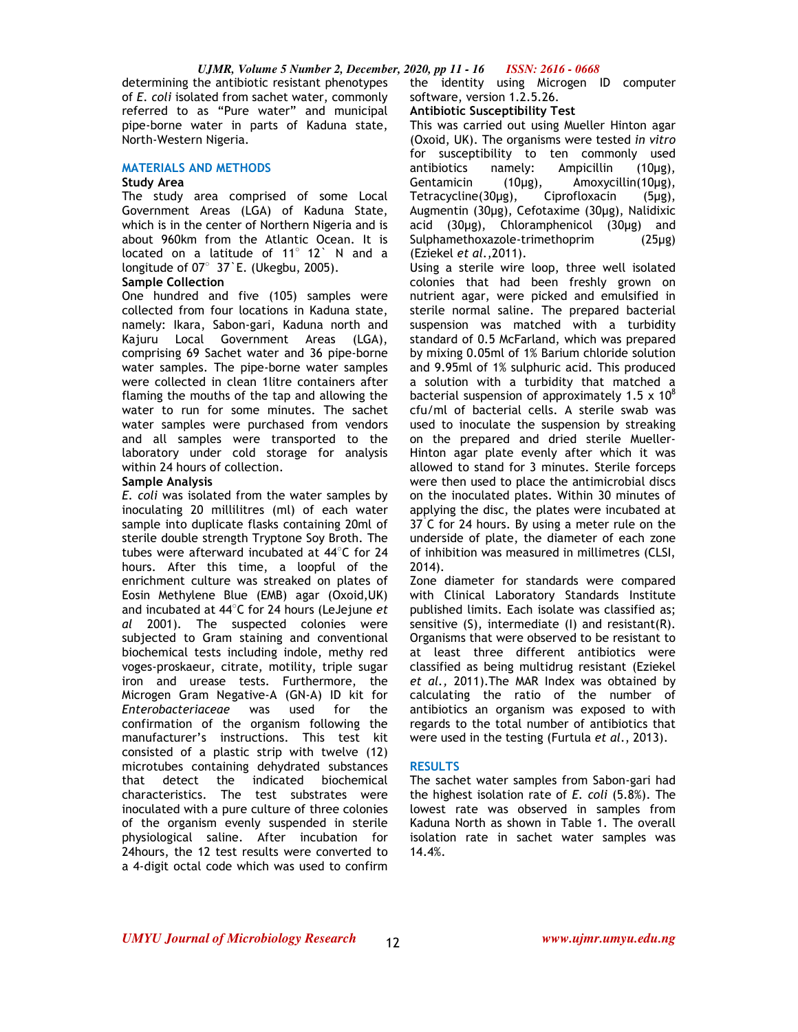determining the antibiotic resistant phenotypes of *E. coli* isolated from sachet water, commonly referred to as "Pure water" and municipal pipe-borne water in parts of Kaduna state, North-Western Nigeria.

## MATERIALS AND METHODS

### Study Area

The study area comprised of some Local Government Areas (LGA) of Kaduna State, which is in the center of Northern Nigeria and is about 960km from the Atlantic Ocean. It is located on a latitude of 11° 12` N and a longitude of 07° 37`E. (Ukegbu, 2005).

### Sample Collection

One hundred and five (105) samples were collected from four locations in Kaduna state, namely: Ikara, Sabon-gari, Kaduna north and Kajuru Local Government Areas (LGA), comprising 69 Sachet water and 36 pipe-borne water samples. The pipe-borne water samples were collected in clean 1litre containers after flaming the mouths of the tap and allowing the water to run for some minutes. The sachet water samples were purchased from vendors and all samples were transported to the laboratory under cold storage for analysis within 24 hours of collection.

### Sample Analysis

*E. coli* was isolated from the water samples by inoculating 20 millilitres (ml) of each water sample into duplicate flasks containing 20ml of sterile double strength Tryptone Soy Broth. The tubes were afterward incubated at 44°C for 24 hours. After this time, a loopful of the enrichment culture was streaked on plates of Eosin Methylene Blue (EMB) agar (Oxoid,UK) and incubated at 44°C for 24 hours (LeJejune *et al* 2001). The suspected colonies were subjected to Gram staining and conventional biochemical tests including indole, methy red voges-proskaeur, citrate, motility, triple sugar iron and urease tests. Furthermore, the Microgen Gram Negative-A (GN-A) ID kit for *Enterobacteriaceae* was used for the confirmation of the organism following the manufacturer's instructions. This test kit consisted of a plastic strip with twelve (12) microtubes containing dehydrated substances that detect the indicated biochemical characteristics. The test substrates were inoculated with a pure culture of three colonies of the organism evenly suspended in sterile physiological saline. After incubation for 24hours, the 12 test results were converted to a 4-digit octal code which was used to confirm the identity using Microgen ID computer software, version 1.2.5.26.

### Antibiotic Susceptibility Test

This was carried out using Mueller Hinton agar (Oxoid, UK). The organisms were tested *in vitro* for susceptibility to ten commonly used antibiotics namely: Ampicillin (10µg), Gentamicin (10µg), Amoxycillin(10µg), Tetracycline(30µg), Ciprofloxacin (5µg), Augmentin (30µg), Cefotaxime (30µg), Nalidixic acid (30µg), Chloramphenicol (30µg) and Sulphamethoxazole-trimethoprim (25µg) (Eziekel *et al.*,2011).

Using a sterile wire loop, three well isolated colonies that had been freshly grown on nutrient agar, were picked and emulsified in sterile normal saline. The prepared bacterial suspension was matched with a turbidity standard of 0.5 McFarland, which was prepared by mixing 0.05ml of 1% Barium chloride solution and 9.95ml of 1% sulphuric acid. This produced a solution with a turbidity that matched a bacterial suspension of approximately $1.5 \times 10^8$ cfu/ml of bacterial cells. A sterile swab was used to inoculate the suspension by streaking on the prepared and dried sterile Mueller-Hinton agar plate evenly after which it was allowed to stand for 3 minutes. Sterile forceps were then used to place the antimicrobial discs on the inoculated plates. Within 30 minutes of applying the disc, the plates were incubated at 37°C for 24 hours. By using a meter rule on the underside of plate, the diameter of each zone of inhibition was measured in millimetres (CLSI, 2014).

Zone diameter for standards were compared with Clinical Laboratory Standards Institute published limits. Each isolate was classified as; sensitive (S), intermediate (I) and resistant(R). Organisms that were observed to be resistant to at least three different antibiotics were classified as being multidrug resistant (Eziekel *et al.*, 2011).The MAR Index was obtained by calculating the ratio of the number of antibiotics an organism was exposed to with regards to the total number of antibiotics that were used in the testing (Furtula *et al.*, 2013).

## RESULTS

The sachet water samples from Sabon-gari had the highest isolation rate of *E. coli* (5.8%). The lowest rate was observed in samples from Kaduna North as shown in Table 1. The overall isolation rate in sachet water samples was 14.4%.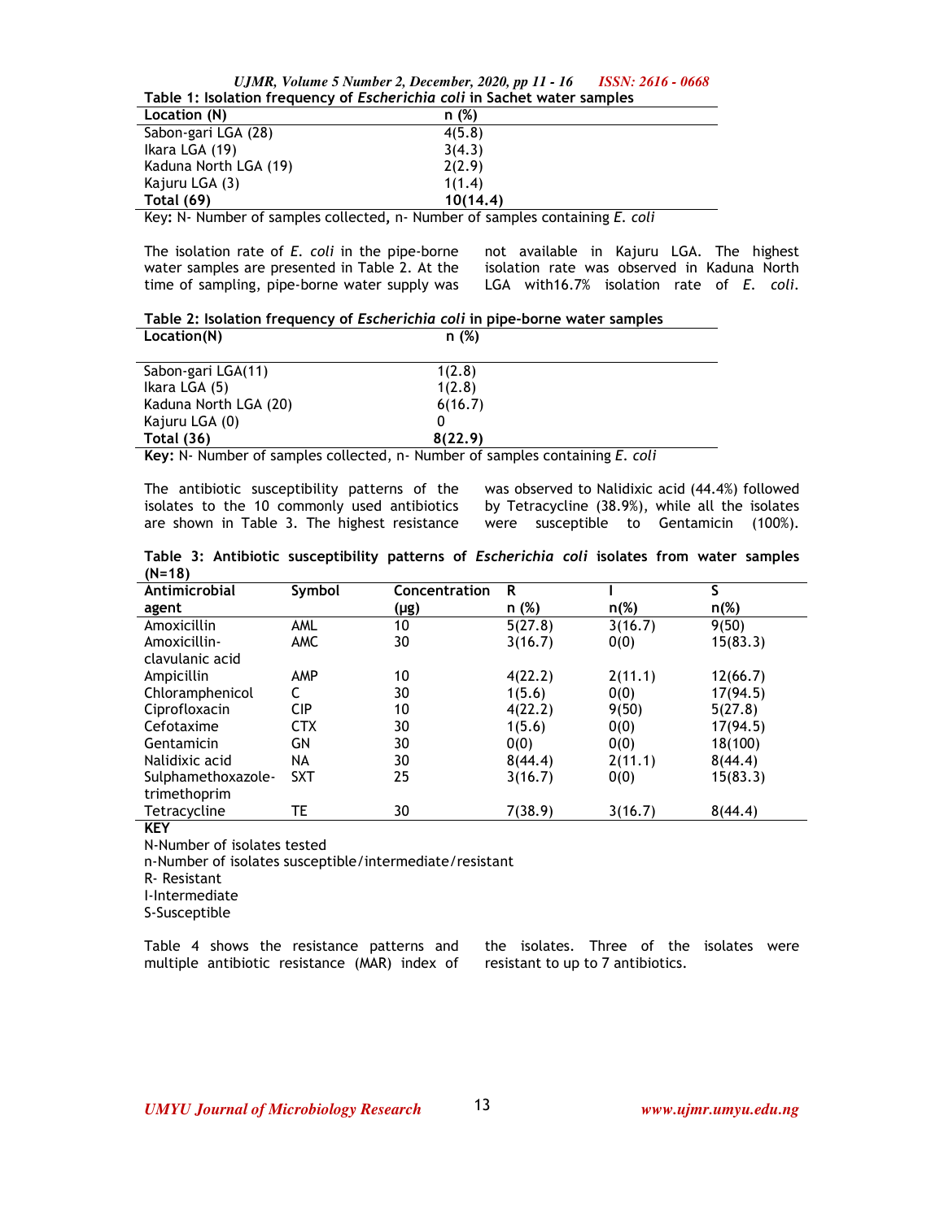**Table 1: Isolation frequency of *Escherichia coli* in Sachet water samples**

| Location (N) | n (%) |
|---|---|
| Sabon-gari LGA (28) | 4(5.8) |
| Ikara LGA (19) | 3(4.3) |
| Kaduna North LGA (19) | 2(2.9) |
| Kajuru LGA (3) | 1(1.4) |
| **Total (69)** | **10(14.4)** |

Key: N- Number of samples collected, n- Number of samples containing *E. coli*

The isolation rate of *E. coli* in the pipe-borne water samples are presented in Table 2. At the time of sampling, pipe-borne water supply was not available in Kajuru LGA. The highest isolation rate was observed in Kaduna North LGA with16.7% isolation rate of *E. coli*.

**Table 2: Isolation frequency of *Escherichia coli* in pipe-borne water samples**

| Location(N) | n (%) |
|---|---|
| Sabon-gari LGA(11) | 1(2.8) |
| Ikara LGA (5) | 1(2.8) |
| Kaduna North LGA (20) | 6(16.7) |
| Kajuru LGA (0) | 0 |
| **Total (36)** | **8(22.9)** |

**Key:** N- Number of samples collected, n- Number of samples containing *E. coli*

The antibiotic susceptibility patterns of the isolates to the 10 commonly used antibiotics are shown in Table 3. The highest resistance was observed to Nalidixic acid (44.4%) followed by Tetracycline (38.9%), while all the isolates were susceptible to Gentamicin (100%).

**Table 3: Antibiotic susceptibility patterns of *Escherichia coli* isolates from water samples (N=18)**

| Antimicrobial agent | Symbol | Concentration (µg) | R n (%) | I n(%) | S n(%) |
|---|---|---|---|---|---|
| Amoxicillin | AML | 10 | 5(27.8) | 3(16.7) | 9(50) |
| Amoxicillin-clavulanic acid | AMC | 30 | 3(16.7) | 0(0) | 15(83.3) |
| Ampicillin | AMP | 10 | 4(22.2) | 2(11.1) | 12(66.7) |
| Chloramphenicol | C | 30 | 1(5.6) | 0(0) | 17(94.5) |
| Ciprofloxacin | CIP | 10 | 4(22.2) | 9(50) | 5(27.8) |
| Cefotaxime | CTX | 30 | 1(5.6) | 0(0) | 17(94.5) |
| Gentamicin | GN | 30 | 0(0) | 0(0) | 18(100) |
| Nalidixic acid | NA | 30 | 8(44.4) | 2(11.1) | 8(44.4) |
| Sulphamethoxazole-trimethoprim | SXT | 25 | 3(16.7) | 0(0) | 15(83.3) |
| Tetracycline | TE | 30 | 7(38.9) | 3(16.7) | 8(44.4) |

**KEY**

N-Number of isolates tested

n-Number of isolates susceptible/intermediate/resistant

R- Resistant

I-Intermediate

S-Susceptible

Table 4 shows the resistance patterns and multiple antibiotic resistance (MAR) index of the isolates. Three of the isolates were resistant to up to 7 antibiotics.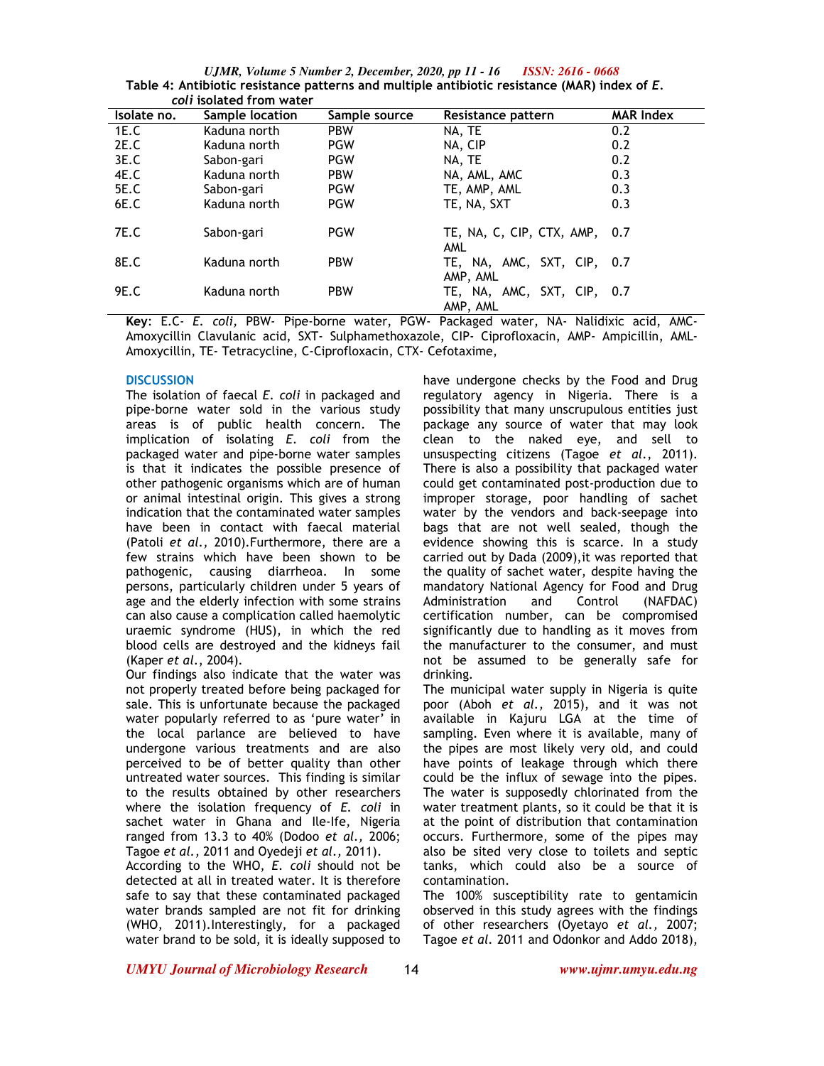**Table 4: Antibiotic resistance patterns and multiple antibiotic resistance (MAR) index of *E. coli* isolated from water**

| Isolate no. | Sample location | Sample source | Resistance pattern | MAR Index |
|---|---|---|---|---|
| 1E.C | Kaduna north | PBW | NA, TE | 0.2 |
| 2E.C | Kaduna north | PGW | NA, CIP | 0.2 |
| 3E.C | Sabon-gari | PGW | NA, TE | 0.2 |
| 4E.C | Kaduna north | PBW | NA, AML, AMC | 0.3 |
| 5E.C | Sabon-gari | PGW | TE, AMP, AML | 0.3 |
| 6E.C | Kaduna north | PGW | TE, NA, SXT | 0.3 |
| 7E.C | Sabon-gari | PGW | TE, NA, C, CIP, CTX, AMP, AML | 0.7 |
| 8E.C | Kaduna north | PBW | TE, NA, AMC, SXT, CIP, AMP, AML | 0.7 |
| 9E.C | Kaduna north | PBW | TE, NA, AMC, SXT, CIP, AMP, AML | 0.7 |

**Key**: E.C- *E. coli,* PBW- Pipe-borne water, PGW- Packaged water, NA- Nalidixic acid, AMC- Amoxycillin Clavulanic acid, SXT- Sulphamethoxazole, CIP- Ciprofloxacin, AMP- Ampicillin, AML- Amoxycillin, TE- Tetracycline, C-Ciprofloxacin, CTX- Cefotaxime,

## DISCUSSION

The isolation of faecal *E. coli* in packaged and pipe-borne water sold in the various study areas is of public health concern. The implication of isolating *E. coli* from the packaged water and pipe-borne water samples is that it indicates the possible presence of other pathogenic organisms which are of human or animal intestinal origin. This gives a strong indication that the contaminated water samples have been in contact with faecal material (Patoli *et al.,* 2010).Furthermore, there are a few strains which have been shown to be pathogenic, causing diarrheoa. In some persons, particularly children under 5 years of age and the elderly infection with some strains can also cause a complication called haemolytic uraemic syndrome (HUS), in which the red blood cells are destroyed and the kidneys fail (Kaper *et al.,* 2004).

Our findings also indicate that the water was not properly treated before being packaged for sale. This is unfortunate because the packaged water popularly referred to as 'pure water' in the local parlance are believed to have undergone various treatments and are also perceived to be of better quality than other untreated water sources. This finding is similar to the results obtained by other researchers where the isolation frequency of *E. coli* in sachet water in Ghana and Ile-Ife, Nigeria ranged from 13.3 to 40% (Dodoo *et al.,* 2006; Tagoe *et al.,* 2011 and Oyedeji *et al.,* 2011).

According to the WHO, *E. coli* should not be detected at all in treated water. It is therefore safe to say that these contaminated packaged water brands sampled are not fit for drinking (WHO, 2011).Interestingly, for a packaged water brand to be sold, it is ideally supposed to have undergone checks by the Food and Drug regulatory agency in Nigeria. There is a possibility that many unscrupulous entities just package any source of water that may look clean to the naked eye, and sell to unsuspecting citizens (Tagoe *et al.,* 2011). There is also a possibility that packaged water could get contaminated post-production due to improper storage, poor handling of sachet water by the vendors and back-seepage into bags that are not well sealed, though the evidence showing this is scarce. In a study carried out by Dada (2009),it was reported that the quality of sachet water, despite having the mandatory National Agency for Food and Drug Administration and Control (NAFDAC) certification number, can be compromised significantly due to handling as it moves from the manufacturer to the consumer, and must not be assumed to be generally safe for drinking.

The municipal water supply in Nigeria is quite poor (Aboh *et al.,* 2015), and it was not available in Kajuru LGA at the time of sampling. Even where it is available, many of the pipes are most likely very old, and could have points of leakage through which there could be the influx of sewage into the pipes. The water is supposedly chlorinated from the water treatment plants, so it could be that it is at the point of distribution that contamination occurs. Furthermore, some of the pipes may also be sited very close to toilets and septic tanks, which could also be a source of contamination.

The 100% susceptibility rate to gentamicin observed in this study agrees with the findings of other researchers (Oyetayo *et al.,* 2007; Tagoe *et al.* 2011 and Odonkor and Addo 2018),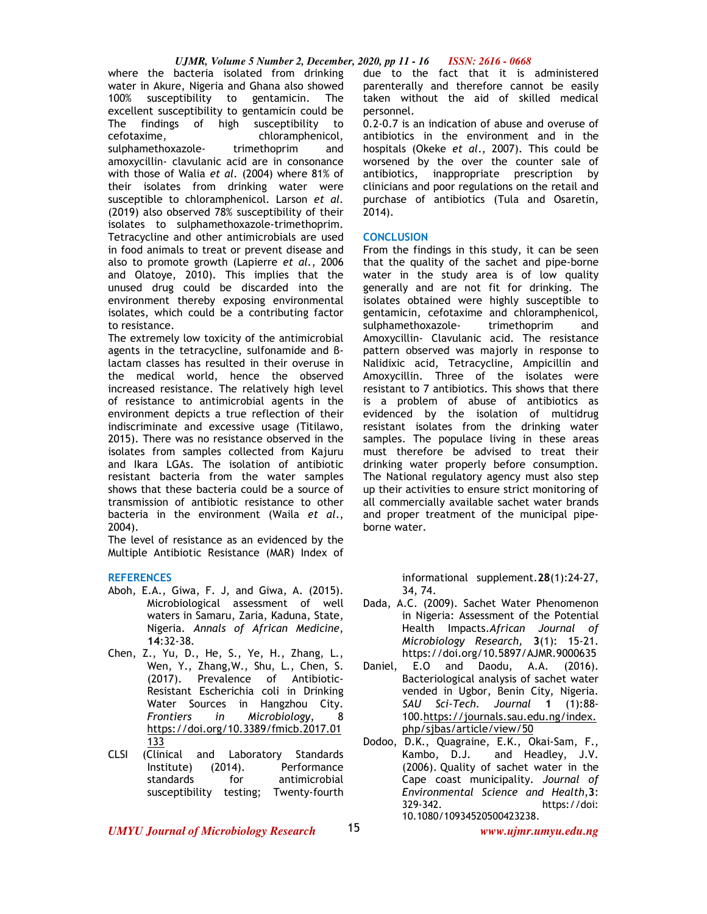where the bacteria isolated from drinking water in Akure, Nigeria and Ghana also showed 100% susceptibility to gentamicin. The excellent susceptibility to gentamicin could be The findings of high susceptibility to cefotaxime, chloramphenicol, sulphamethoxazole- trimethoprim and amoxycillin- clavulanic acid are in consonance with those of Walia *et al*. (2004) where 81% of their isolates from drinking water were susceptible to chloramphenicol. Larson *et al*. (2019) also observed 78% susceptibility of their isolates to sulphamethoxazole-trimethoprim. Tetracycline and other antimicrobials are used in food animals to treat or prevent disease and also to promote growth (Lapierre *et al*., 2006 and Olatoye, 2010). This implies that the unused drug could be discarded into the environment thereby exposing environmental isolates, which could be a contributing factor to resistance.

The extremely low toxicity of the antimicrobial agents in the tetracycline, sulfonamide and β-lactam classes has resulted in their overuse in the medical world, hence the observed increased resistance. The relatively high level of resistance to antimicrobial agents in the environment depicts a true reflection of their indiscriminate and excessive usage (Titilawo, 2015). There was no resistance observed in the isolates from samples collected from Kajuru and Ikara LGAs. The isolation of antibiotic resistant bacteria from the water samples shows that these bacteria could be a source of transmission of antibiotic resistance to other bacteria in the environment (Waila *et al*., 2004).

The level of resistance as an evidenced by the Multiple Antibiotic Resistance (MAR) Index of due to the fact that it is administered parenterally and therefore cannot be easily taken without the aid of skilled medical personnel.

0.2-0.7 is an indication of abuse and overuse of antibiotics in the environment and in the hospitals (Okeke *et al*., 2007). This could be worsened by the over the counter sale of antibiotics, inappropriate prescription by clinicians and poor regulations on the retail and purchase of antibiotics (Tula and Osaretin, 2014).

## CONCLUSION

From the findings in this study, it can be seen that the quality of the sachet and pipe-borne water in the study area is of low quality generally and are not fit for drinking. The isolates obtained were highly susceptible to gentamicin, cefotaxime and chloramphenicol, sulphamethoxazole- trimethoprim and Amoxycillin- Clavulanic acid. The resistance pattern observed was majorly in response to Nalidixic acid, Tetracycline, Ampicillin and Amoxycillin. Three of the isolates were resistant to 7 antibiotics. This shows that there is a problem of abuse of antibiotics as evidenced by the isolation of multidrug resistant isolates from the drinking water samples. The populace living in these areas must therefore be advised to treat their drinking water properly before consumption. The National regulatory agency must also step up their activities to ensure strict monitoring of all commercially available sachet water brands and proper treatment of the municipal pipe-borne water.

## REFERENCES

Aboh, E.A., Giwa, F. J, and Giwa, A. (2015). Microbiological assessment of well waters in Samaru, Zaria, Kaduna, State, Nigeria. *Annals of African Medicine*, **14**:32-38.

Chen, Z., Yu, D., He, S., Ye, H., Zhang, L., Wen, Y., Zhang,W., Shu, L., Chen, S. (2017). Prevalence of Antibiotic-Resistant Escherichia coli in Drinking Water Sources in Hangzhou City. *Frontiers in Microbiology*, 8 https://doi.org/10.3389/fmicb.2017.01133

CLSI (Clinical and Laboratory Standards Institute) (2014). Performance standards for antimicrobial susceptibility testing; Twenty-fourth informational supplement.**28**(1):24-27, 34, 74.

Dada, A.C. (2009). Sachet Water Phenomenon in Nigeria: Assessment of the Potential Health Impacts.*African Journal of Microbiology Research,* **3**(1): 15-21. https://doi.org/10.5897/AJMR.9000635

Daniel, E.O and Daodu, A.A. (2016). Bacteriological analysis of sachet water vended in Ugbor, Benin City, Nigeria. *SAU Sci-Tech. Journal* **1** (1):88-100.https://journals.sau.edu.ng/index.php/sjbas/article/view/50

Dodoo, D.K., Quagraine, E.K., Okai-Sam, F., Kambo, D.J. and Headley, J.V. (2006). Quality of sachet water in the Cape coast municipality. *Journal of Environmental Science and Health,***3**: 329-342. https://doi: 10.1080/10934520500423238.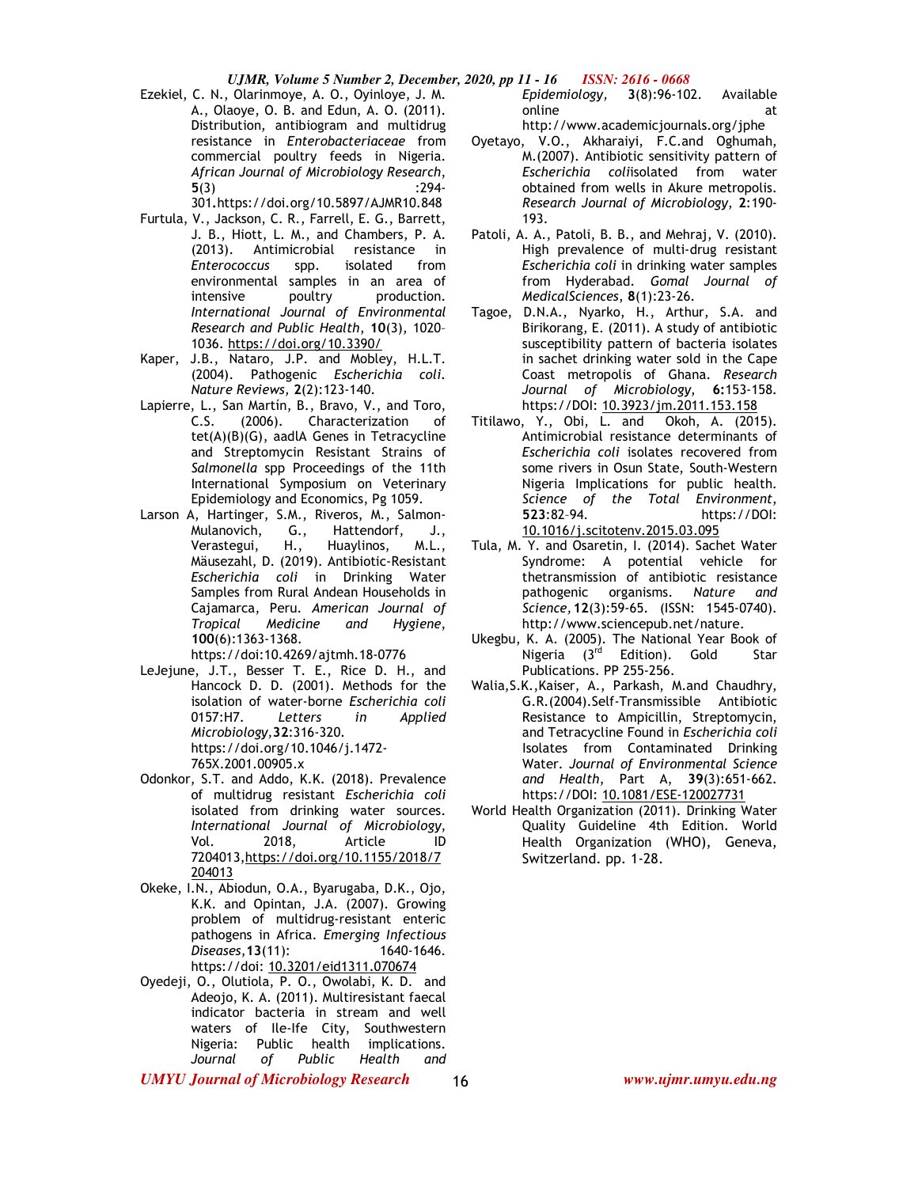Ezekiel, C. N., Olarinmoye, A. O., Oyinloye, J. M. A., Olaoye, O. B. and Edun, A. O. (2011). Distribution, antibiogram and multidrug resistance in *Enterobacteriaceae* from commercial poultry feeds in Nigeria. *African Journal of Microbiology Research*, **5**(3) :294-301**.**https://doi.org/10.5897/AJMR10.848

Furtula, V., Jackson, C. R., Farrell, E. G., Barrett, J. B., Hiott, L. M., and Chambers, P. A. (2013). Antimicrobial resistance in *Enterococcus* spp. isolated from environmental samples in an area of intensive poultry production. *International Journal of Environmental Research and Public Health*, **10**(3), 1020–1036. https://doi.org/10.3390/

Kaper, J.B., Nataro, J.P. and Mobley, H.L.T. (2004). Pathogenic *Escherichia coli*. *Nature Reviews*, **2**(2):123-140.

Lapierre, L., San Martín, B., Bravo, V., and Toro, C.S. (2006). Characterization of tet(A)(B)(G), aadlA Genes in Tetracycline and Streptomycin Resistant Strains of *Salmonella* spp Proceedings of the 11th International Symposium on Veterinary Epidemiology and Economics, Pg 1059.

Larson A, Hartinger, S.M., Riveros, M., Salmon-Mulanovich, G., Hattendorf, J., Verastegui, H., Huaylinos, M.L., Mäusezahl, D. (2019). Antibiotic-Resistant *Escherichia coli* in Drinking Water Samples from Rural Andean Households in Cajamarca, Peru. *American Journal of Tropical Medicine and Hygiene*, **100**(6):1363-1368. https://doi:10.4269/ajtmh.18-0776

LeJejune, J.T., Besser T. E., Rice D. H., and Hancock D. D. (2001). Methods for the isolation of water-borne *Escherichia coli* 0157:H7. *Letters in Applied Microbiology,***32**:316-320. https://doi.org/10.1046/j.1472-765X.2001.00905.x

Odonkor, S.T. and Addo, K.K. (2018). Prevalence of multidrug resistant *Escherichia coli* isolated from drinking water sources. *International Journal of Microbiology*, Vol. 2018, Article ID 7204013,https://doi.org/10.1155/2018/7204013

Okeke, I.N., Abiodun, O.A., Byarugaba, D.K., Ojo, K.K. and Opintan, J.A. (2007). Growing problem of multidrug-resistant enteric pathogens in Africa. *Emerging Infectious Diseases,***13**(11): 1640-1646. https://doi: 10.3201/eid1311.070674

Oyedeji, O., Olutiola, P. O., Owolabi, K. D. and Adeojo, K. A. (2011). Multiresistant faecal indicator bacteria in stream and well waters of Ile-Ife City, Southwestern Nigeria: Public health implications. *Journal of Public Health and Epidemiology,* **3**(8):96-102. Available online at http://www.academicjournals.org/jphe

Oyetayo, V.O., Akharaiyi, F.C.and Oghumah, M.(2007). Antibiotic sensitivity pattern of *Escherichia coli*isolated from water obtained from wells in Akure metropolis. *Research Journal of Microbiology*, **2**:190-193.

Patoli, A. A., Patoli, B. B., and Mehraj, V. (2010). High prevalence of multi-drug resistant *Escherichia coli* in drinking water samples from Hyderabad. *Gomal Journal of MedicalSciences*, **8**(1):23-26.

Tagoe, D.N.A., Nyarko, H., Arthur, S.A. and Birikorang, E. (2011). A study of antibiotic susceptibility pattern of bacteria isolates in sachet drinking water sold in the Cape Coast metropolis of Ghana. *Research Journal of Microbiology*, **6:**153-158. https://DOI: 10.3923/jm.2011.153.158

Titilawo, Y., Obi, L. and Okoh, A. (2015). Antimicrobial resistance determinants of *Escherichia coli* isolates recovered from some rivers in Osun State, South-Western Nigeria Implications for public health. *Science of the Total Environment*, **523**:82–94. https://DOI: 10.1016/j.scitotenv.2015.03.095

Tula, M. Y. and Osaretin, I. (2014). Sachet Water Syndrome: A potential vehicle for thetransmission of antibiotic resistance pathogenic organisms. *Nature and Science,***12**(3):59-65. (ISSN: 1545-0740). http://www.sciencepub.net/nature.

Ukegbu, K. A. (2005). The National Year Book of Nigeria (3rd Edition). Gold Star Publications. PP 255-256.

Walia,S.K.,Kaiser, A., Parkash, M.and Chaudhry, G.R.(2004).Self-Transmissible Antibiotic Resistance to Ampicillin, Streptomycin, and Tetracycline Found in *Escherichia coli* Isolates from Contaminated Drinking Water. *Journal of Environmental Science and Health*, Part A, **39**(3):651-662. https://DOI: 10.1081/ESE-120027731

World Health Organization (2011). Drinking Water Quality Guideline 4th Edition. World Health Organization (WHO), Geneva, Switzerland. pp. 1-28.